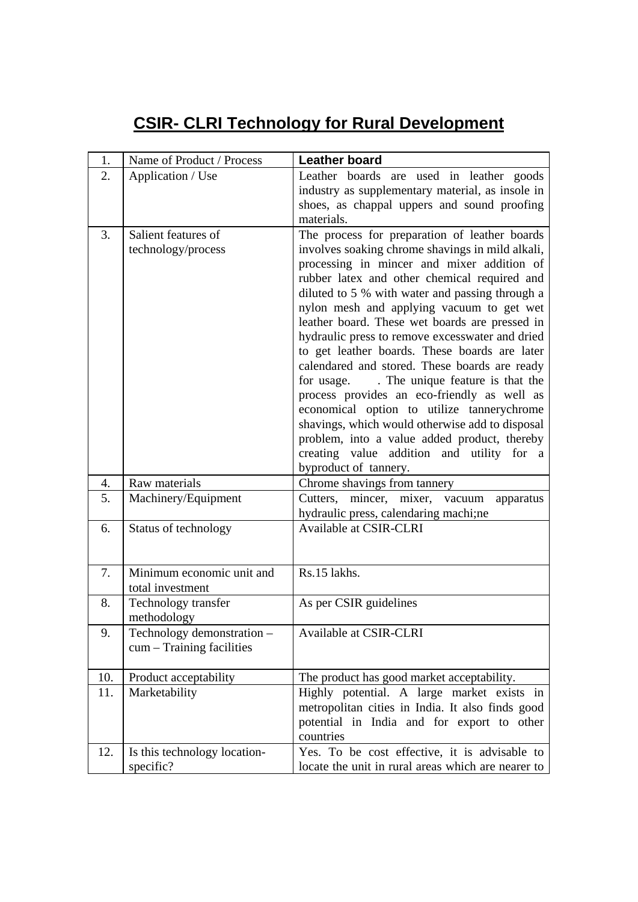# CSIR- CLRI Technology for Rural Development

| 1. | Name of Product / Process | **Leather board** |
|---|---|---|
| 2. | Application / Use | Leather boards are used in leather goods industry as supplementary material, as insole in shoes, as chappal uppers and sound proofing materials. |
| 3. | Salient features of technology/process | The process for preparation of leather boards involves soaking chrome shavings in mild alkali, processing in mincer and mixer addition of rubber latex and other chemical required and diluted to 5 % with water and passing through a nylon mesh and applying vacuum to get wet leather board. These wet boards are pressed in hydraulic press to remove excesswater and dried to get leather boards. These boards are later calendared and stored. These boards are ready for usage. . The unique feature is that the process provides an eco-friendly as well as economical option to utilize tannerychrome shavings, which would otherwise add to disposal problem, into a value added product, thereby creating value addition and utility for a byproduct of tannery. |
| 4. | Raw materials | Chrome shavings from tannery |
| 5. | Machinery/Equipment | Cutters, mincer, mixer, vacuum apparatus hydraulic press, calendaring machi;ne |
| 6. | Status of technology | Available at CSIR-CLRI |
| 7. | Minimum economic unit and total investment | Rs.15 lakhs. |
| 8. | Technology transfer methodology | As per CSIR guidelines |
| 9. | Technology demonstration – cum – Training facilities | Available at CSIR-CLRI |
| 10. | Product acceptability | The product has good market acceptability. |
| 11. | Marketability | Highly potential. A large market exists in metropolitan cities in India. It also finds good potential in India and for export to other countries |
| 12. | Is this technology location-specific? | Yes. To be cost effective, it is advisable to locate the unit in rural areas which are nearer to |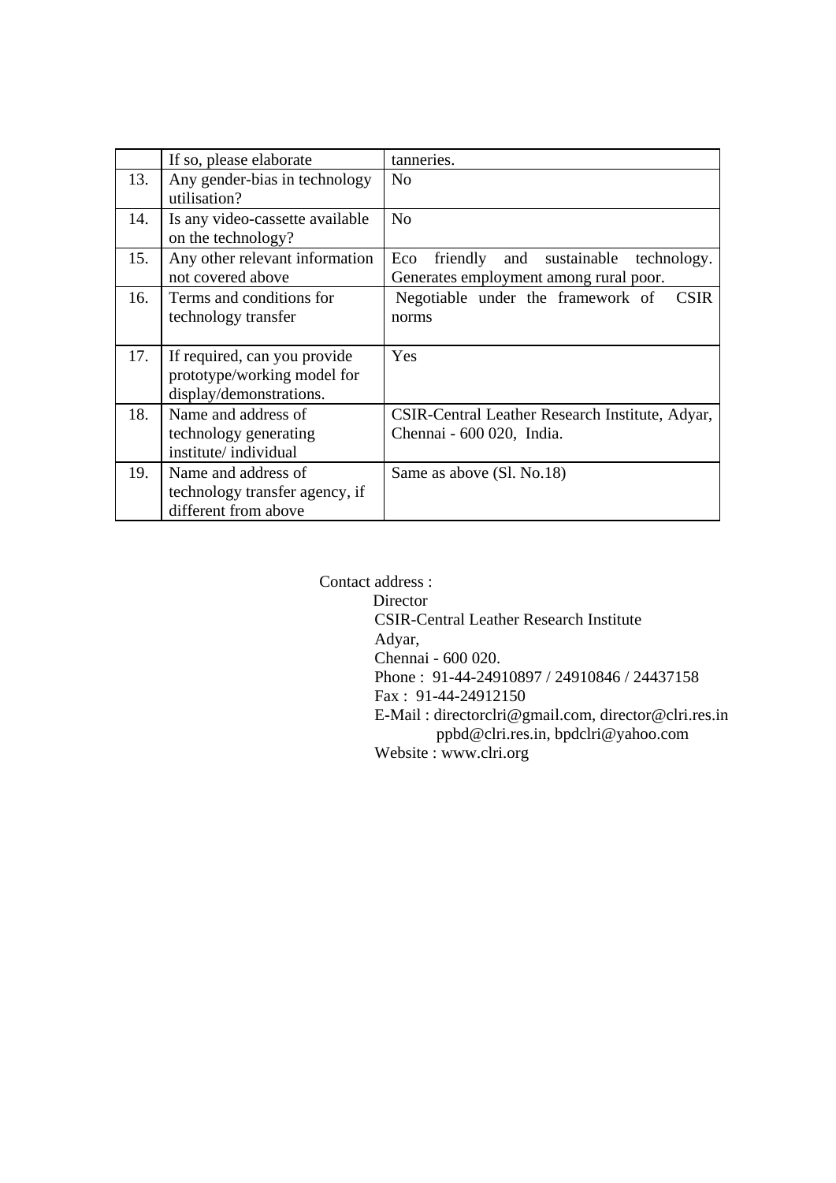| | | |
|---|---|---|
| | If so, please elaborate | tanneries. |
| 13. | Any gender-bias in technology utilisation? | No |
| 14. | Is any video-cassette available on the technology? | No |
| 15. | Any other relevant information not covered above | Eco friendly and sustainable technology. Generates employment among rural poor. |
| 16. | Terms and conditions for technology transfer | Negotiable under the framework of CSIR norms |
| 17. | If required, can you provide prototype/working model for display/demonstrations. | Yes |
| 18. | Name and address of technology generating institute/ individual | CSIR-Central Leather Research Institute, Adyar, Chennai - 600 020, India. |
| 19. | Name and address of technology transfer agency, if different from above | Same as above (Sl. No.18) |

Contact address :

Director
CSIR-Central Leather Research Institute
Adyar,
Chennai - 600 020.
Phone : 91-44-24910897 / 24910846 / 24437158
Fax : 91-44-24912150
E-Mail : directorclri@gmail.com, director@clri.res.in
ppbd@clri.res.in, bpdclri@yahoo.com
Website : www.clri.org